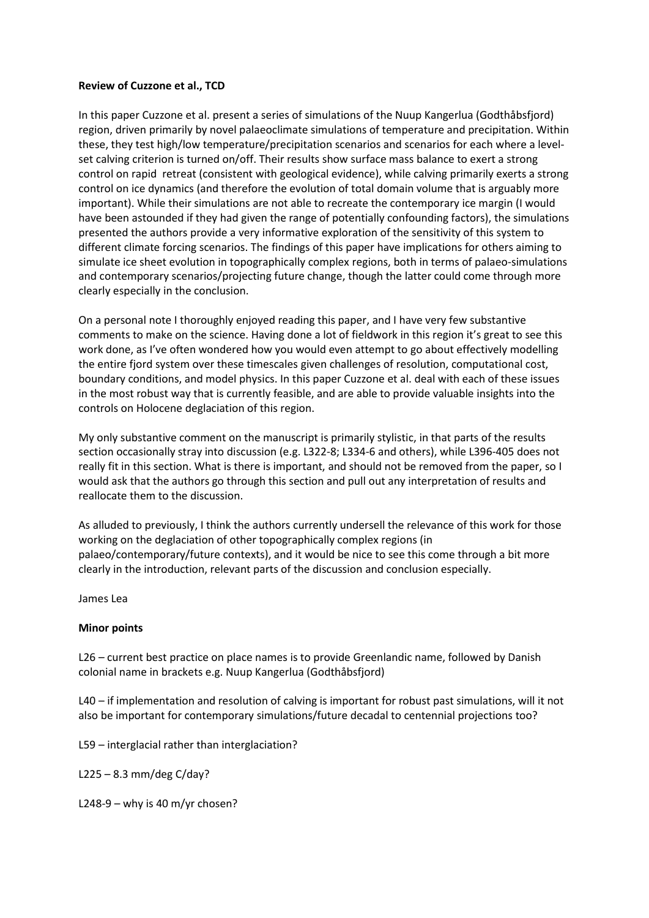**Review of Cuzzone et al., TCD**

In this paper Cuzzone et al. present a series of simulations of the Nuup Kangerlua (Godthåbsfjord) region, driven primarily by novel palaeoclimate simulations of temperature and precipitation. Within these, they test high/low temperature/precipitation scenarios and scenarios for each where a level-set calving criterion is turned on/off. Their results show surface mass balance to exert a strong control on rapid retreat (consistent with geological evidence), while calving primarily exerts a strong control on ice dynamics (and therefore the evolution of total domain volume that is arguably more important). While their simulations are not able to recreate the contemporary ice margin (I would have been astounded if they had given the range of potentially confounding factors), the simulations presented the authors provide a very informative exploration of the sensitivity of this system to different climate forcing scenarios. The findings of this paper have implications for others aiming to simulate ice sheet evolution in topographically complex regions, both in terms of palaeo-simulations and contemporary scenarios/projecting future change, though the latter could come through more clearly especially in the conclusion.

On a personal note I thoroughly enjoyed reading this paper, and I have very few substantive comments to make on the science. Having done a lot of fieldwork in this region it's great to see this work done, as I've often wondered how you would even attempt to go about effectively modelling the entire fjord system over these timescales given challenges of resolution, computational cost, boundary conditions, and model physics. In this paper Cuzzone et al. deal with each of these issues in the most robust way that is currently feasible, and are able to provide valuable insights into the controls on Holocene deglaciation of this region.

My only substantive comment on the manuscript is primarily stylistic, in that parts of the results section occasionally stray into discussion (e.g. L322-8; L334-6 and others), while L396-405 does not really fit in this section. What is there is important, and should not be removed from the paper, so I would ask that the authors go through this section and pull out any interpretation of results and reallocate them to the discussion.

As alluded to previously, I think the authors currently undersell the relevance of this work for those working on the deglaciation of other topographically complex regions (in palaeo/contemporary/future contexts), and it would be nice to see this come through a bit more clearly in the introduction, relevant parts of the discussion and conclusion especially.

James Lea

**Minor points**

L26 – current best practice on place names is to provide Greenlandic name, followed by Danish colonial name in brackets e.g. Nuup Kangerlua (Godthåbsfjord)

L40 – if implementation and resolution of calving is important for robust past simulations, will it not also be important for contemporary simulations/future decadal to centennial projections too?

L59 – interglacial rather than interglaciation?

L225 – 8.3 mm/deg C/day?

L248-9 – why is 40 m/yr chosen?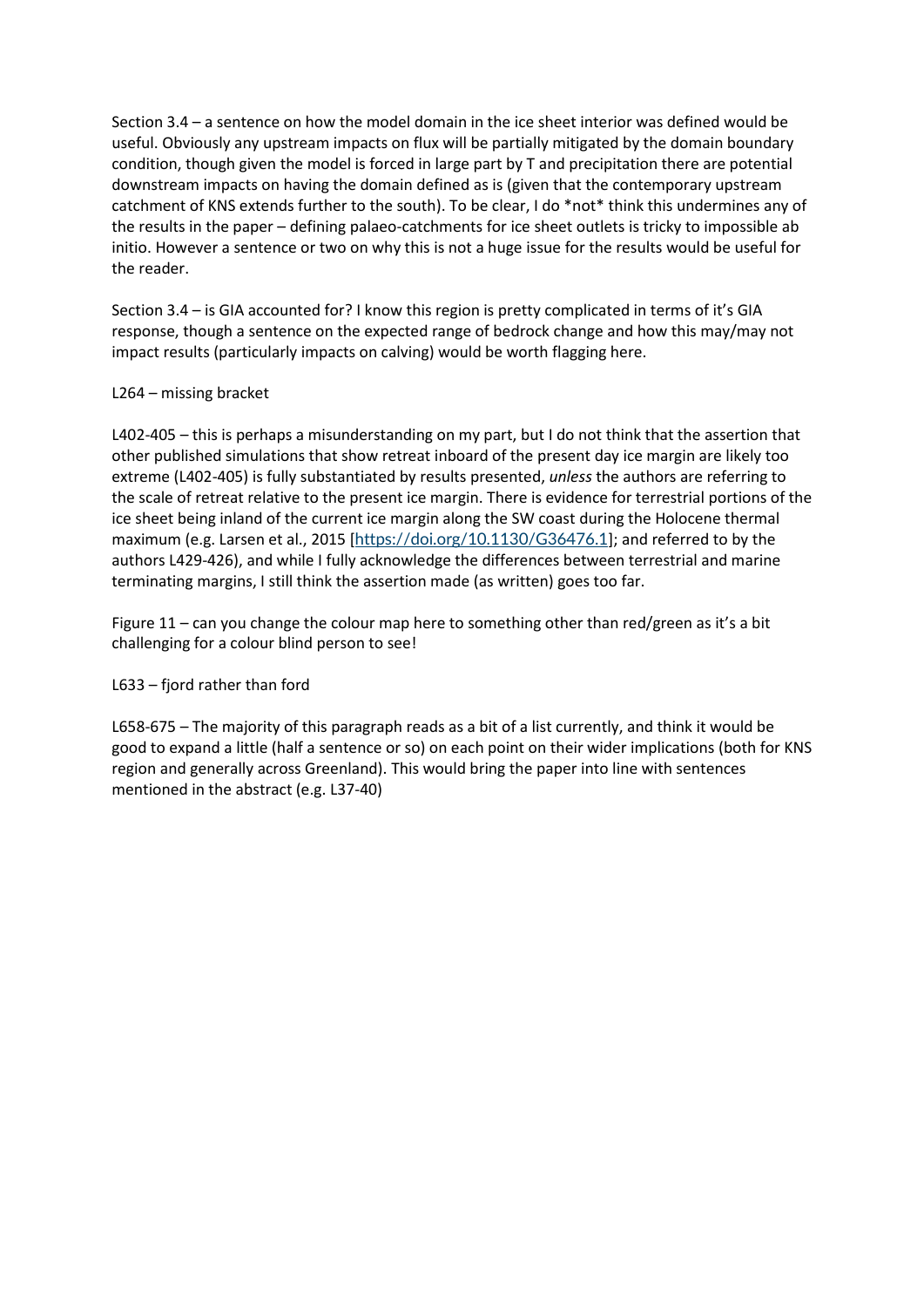Section 3.4 – a sentence on how the model domain in the ice sheet interior was defined would be useful. Obviously any upstream impacts on flux will be partially mitigated by the domain boundary condition, though given the model is forced in large part by T and precipitation there are potential downstream impacts on having the domain defined as is (given that the contemporary upstream catchment of KNS extends further to the south). To be clear, I do *not* think this undermines any of the results in the paper – defining palaeo-catchments for ice sheet outlets is tricky to impossible ab initio. However a sentence or two on why this is not a huge issue for the results would be useful for the reader.

Section 3.4 – is GIA accounted for? I know this region is pretty complicated in terms of it's GIA response, though a sentence on the expected range of bedrock change and how this may/may not impact results (particularly impacts on calving) would be worth flagging here.

L264 – missing bracket

L402-405 – this is perhaps a misunderstanding on my part, but I do not think that the assertion that other published simulations that show retreat inboard of the present day ice margin are likely too extreme (L402-405) is fully substantiated by results presented, *unless* the authors are referring to the scale of retreat relative to the present ice margin. There is evidence for terrestrial portions of the ice sheet being inland of the current ice margin along the SW coast during the Holocene thermal maximum (e.g. Larsen et al., 2015 [https://doi.org/10.1130/G36476.1]; and referred to by the authors L429-426), and while I fully acknowledge the differences between terrestrial and marine terminating margins, I still think the assertion made (as written) goes too far.

Figure 11 – can you change the colour map here to something other than red/green as it's a bit challenging for a colour blind person to see!

L633 – fjord rather than ford

L658-675 – The majority of this paragraph reads as a bit of a list currently, and think it would be good to expand a little (half a sentence or so) on each point on their wider implications (both for KNS region and generally across Greenland). This would bring the paper into line with sentences mentioned in the abstract (e.g. L37-40)